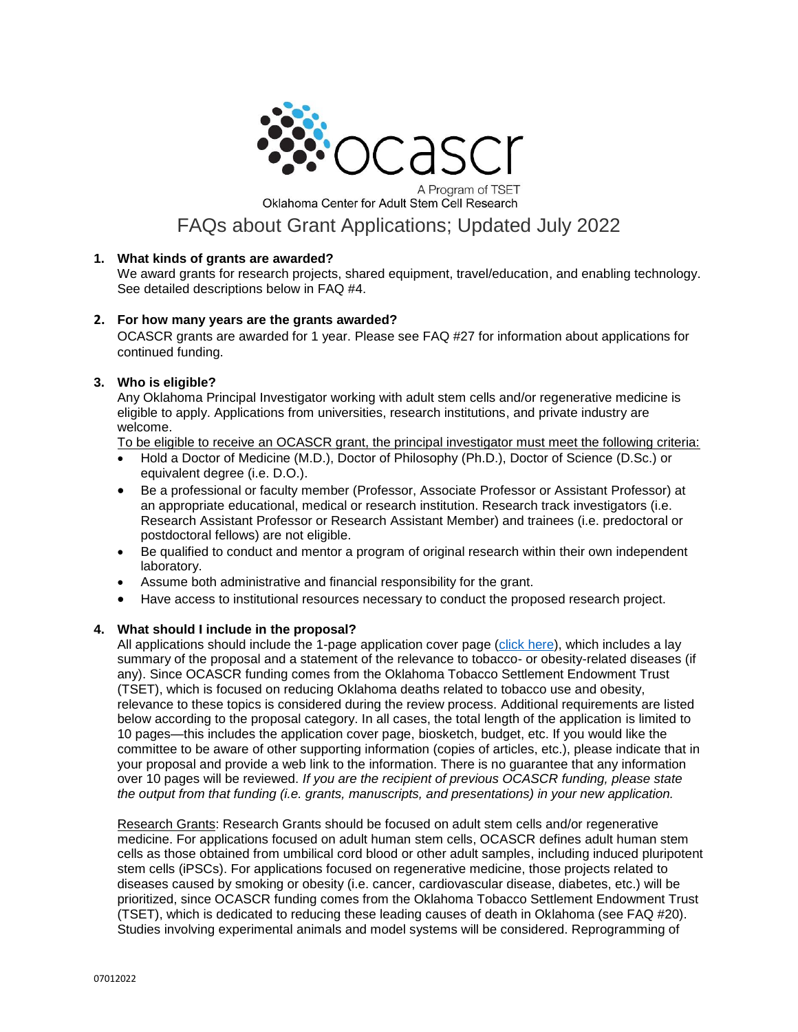ocascr

A Program of TSET

Oklahoma Center for Adult Stem Cell Research

# FAQs about Grant Applications; Updated July 2022

1. **What kinds of grants are awarded?**
   We award grants for research projects, shared equipment, travel/education, and enabling technology. See detailed descriptions below in FAQ #4.

2. **For how many years are the grants awarded?**
   OCASCR grants are awarded for 1 year. Please see FAQ #27 for information about applications for continued funding.

3. **Who is eligible?**
   Any Oklahoma Principal Investigator working with adult stem cells and/or regenerative medicine is eligible to apply. Applications from universities, research institutions, and private industry are welcome.

   To be eligible to receive an OCASCR grant, the principal investigator must meet the following criteria:
   - Hold a Doctor of Medicine (M.D.), Doctor of Philosophy (Ph.D.), Doctor of Science (D.Sc.) or equivalent degree (i.e. D.O.).
   - Be a professional or faculty member (Professor, Associate Professor or Assistant Professor) at an appropriate educational, medical or research institution. Research track investigators (i.e. Research Assistant Professor or Research Assistant Member) and trainees (i.e. predoctoral or postdoctoral fellows) are not eligible.
   - Be qualified to conduct and mentor a program of original research within their own independent laboratory.
   - Assume both administrative and financial responsibility for the grant.
   - Have access to institutional resources necessary to conduct the proposed research project.

4. **What should I include in the proposal?**
   All applications should include the 1-page application cover page (click here), which includes a lay summary of the proposal and a statement of the relevance to tobacco- or obesity-related diseases (if any). Since OCASCR funding comes from the Oklahoma Tobacco Settlement Endowment Trust (TSET), which is focused on reducing Oklahoma deaths related to tobacco use and obesity, relevance to these topics is considered during the review process. Additional requirements are listed below according to the proposal category. In all cases, the total length of the application is limited to 10 pages—this includes the application cover page, biosketch, budget, etc. If you would like the committee to be aware of other supporting information (copies of articles, etc.), please indicate that in your proposal and provide a web link to the information. There is no guarantee that any information over 10 pages will be reviewed. *If you are the recipient of previous OCASCR funding, please state the output from that funding (i.e. grants, manuscripts, and presentations) in your new application.*

   Research Grants: Research Grants should be focused on adult stem cells and/or regenerative medicine. For applications focused on adult human stem cells, OCASCR defines adult human stem cells as those obtained from umbilical cord blood or other adult samples, including induced pluripotent stem cells (iPSCs). For applications focused on regenerative medicine, those projects related to diseases caused by smoking or obesity (i.e. cancer, cardiovascular disease, diabetes, etc.) will be prioritized, since OCASCR funding comes from the Oklahoma Tobacco Settlement Endowment Trust (TSET), which is dedicated to reducing these leading causes of death in Oklahoma (see FAQ #20). Studies involving experimental animals and model systems will be considered. Reprogramming of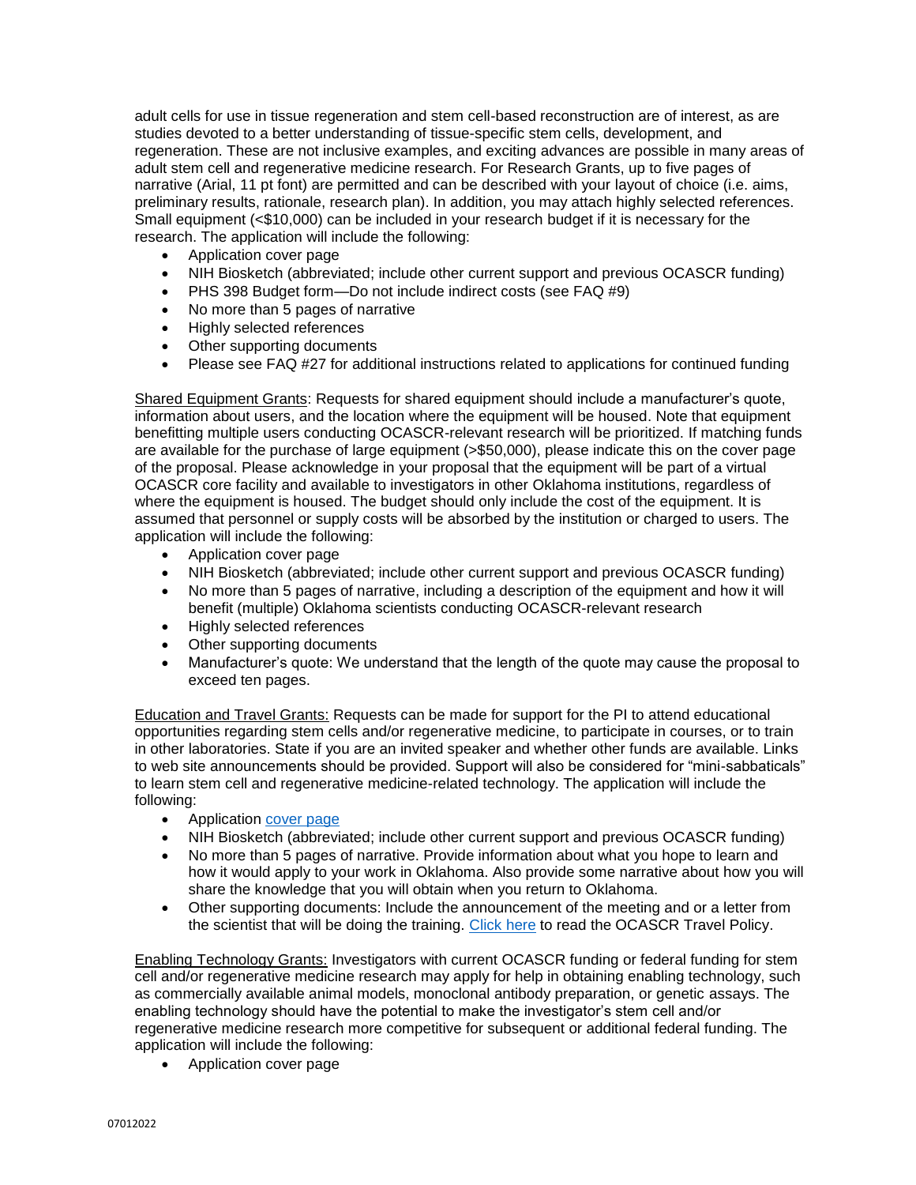adult cells for use in tissue regeneration and stem cell-based reconstruction are of interest, as are studies devoted to a better understanding of tissue-specific stem cells, development, and regeneration. These are not inclusive examples, and exciting advances are possible in many areas of adult stem cell and regenerative medicine research. For Research Grants, up to five pages of narrative (Arial, 11 pt font) are permitted and can be described with your layout of choice (i.e. aims, preliminary results, rationale, research plan). In addition, you may attach highly selected references. Small equipment (<$10,000) can be included in your research budget if it is necessary for the research. The application will include the following:

- Application cover page
- NIH Biosketch (abbreviated; include other current support and previous OCASCR funding)
- PHS 398 Budget form—Do not include indirect costs (see FAQ #9)
- No more than 5 pages of narrative
- Highly selected references
- Other supporting documents
- Please see FAQ #27 for additional instructions related to applications for continued funding

<u>Shared Equipment Grants</u>: Requests for shared equipment should include a manufacturer's quote, information about users, and the location where the equipment will be housed. Note that equipment benefitting multiple users conducting OCASCR-relevant research will be prioritized. If matching funds are available for the purchase of large equipment (>$50,000), please indicate this on the cover page of the proposal. Please acknowledge in your proposal that the equipment will be part of a virtual OCASCR core facility and available to investigators in other Oklahoma institutions, regardless of where the equipment is housed. The budget should only include the cost of the equipment. It is assumed that personnel or supply costs will be absorbed by the institution or charged to users. The application will include the following:

- Application cover page
- NIH Biosketch (abbreviated; include other current support and previous OCASCR funding)
- No more than 5 pages of narrative, including a description of the equipment and how it will benefit (multiple) Oklahoma scientists conducting OCASCR-relevant research
- Highly selected references
- Other supporting documents
- Manufacturer's quote: We understand that the length of the quote may cause the proposal to exceed ten pages.

<u>Education and Travel Grants:</u> Requests can be made for support for the PI to attend educational opportunities regarding stem cells and/or regenerative medicine, to participate in courses, or to train in other laboratories. State if you are an invited speaker and whether other funds are available. Links to web site announcements should be provided. Support will also be considered for "mini-sabbaticals" to learn stem cell and regenerative medicine-related technology. The application will include the following:

- Application cover page
- NIH Biosketch (abbreviated; include other current support and previous OCASCR funding)
- No more than 5 pages of narrative. Provide information about what you hope to learn and how it would apply to your work in Oklahoma. Also provide some narrative about how you will share the knowledge that you will obtain when you return to Oklahoma.
- Other supporting documents: Include the announcement of the meeting and or a letter from the scientist that will be doing the training. Click here to read the OCASCR Travel Policy.

<u>Enabling Technology Grants:</u> Investigators with current OCASCR funding or federal funding for stem cell and/or regenerative medicine research may apply for help in obtaining enabling technology, such as commercially available animal models, monoclonal antibody preparation, or genetic assays. The enabling technology should have the potential to make the investigator's stem cell and/or regenerative medicine research more competitive for subsequent or additional federal funding. The application will include the following:

- Application cover page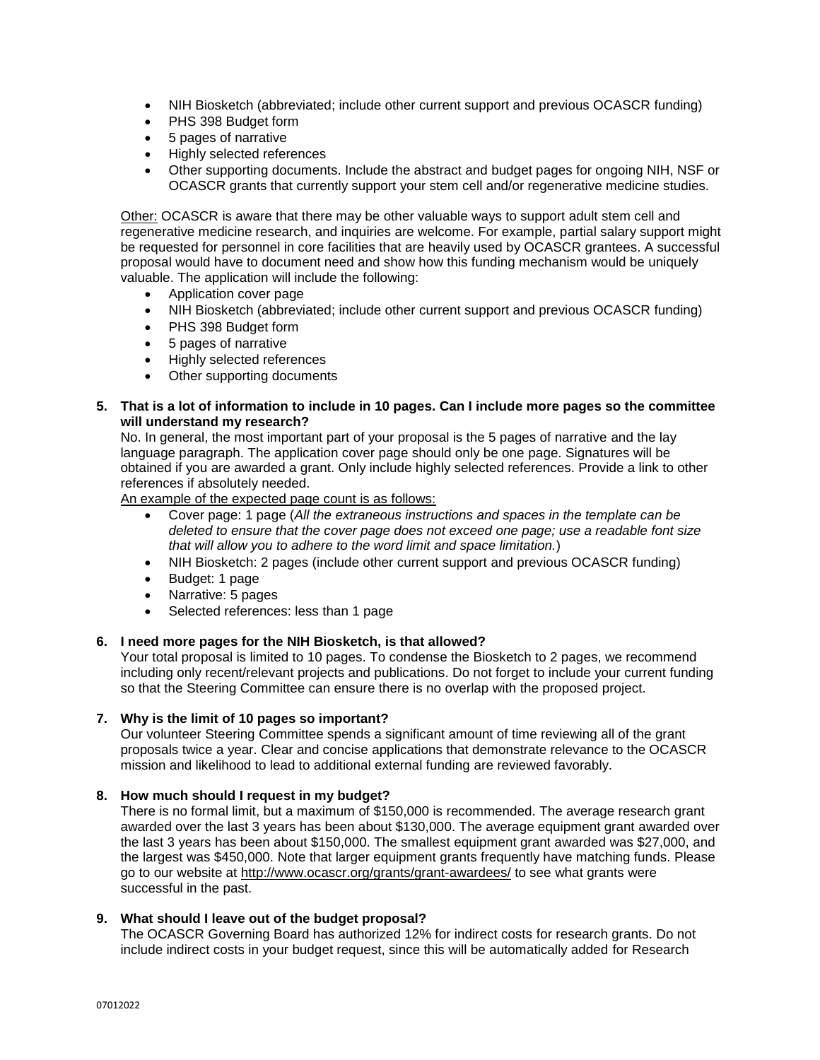- NIH Biosketch (abbreviated; include other current support and previous OCASCR funding)
- PHS 398 Budget form
- 5 pages of narrative
- Highly selected references
- Other supporting documents. Include the abstract and budget pages for ongoing NIH, NSF or OCASCR grants that currently support your stem cell and/or regenerative medicine studies.

Other: OCASCR is aware that there may be other valuable ways to support adult stem cell and regenerative medicine research, and inquiries are welcome. For example, partial salary support might be requested for personnel in core facilities that are heavily used by OCASCR grantees. A successful proposal would have to document need and show how this funding mechanism would be uniquely valuable. The application will include the following:

- Application cover page
- NIH Biosketch (abbreviated; include other current support and previous OCASCR funding)
- PHS 398 Budget form
- 5 pages of narrative
- Highly selected references
- Other supporting documents

5. **That is a lot of information to include in 10 pages. Can I include more pages so the committee will understand my research?**
   No. In general, the most important part of your proposal is the 5 pages of narrative and the lay language paragraph. The application cover page should only be one page. Signatures will be obtained if you are awarded a grant. Only include highly selected references. Provide a link to other references if absolutely needed.
   An example of the expected page count is as follows:
   - Cover page: 1 page (*All the extraneous instructions and spaces in the template can be deleted to ensure that the cover page does not exceed one page; use a readable font size that will allow you to adhere to the word limit and space limitation.*)
   - NIH Biosketch: 2 pages (include other current support and previous OCASCR funding)
   - Budget: 1 page
   - Narrative: 5 pages
   - Selected references: less than 1 page

6. **I need more pages for the NIH Biosketch, is that allowed?**
   Your total proposal is limited to 10 pages. To condense the Biosketch to 2 pages, we recommend including only recent/relevant projects and publications. Do not forget to include your current funding so that the Steering Committee can ensure there is no overlap with the proposed project.

7. **Why is the limit of 10 pages so important?**
   Our volunteer Steering Committee spends a significant amount of time reviewing all of the grant proposals twice a year. Clear and concise applications that demonstrate relevance to the OCASCR mission and likelihood to lead to additional external funding are reviewed favorably.

8. **How much should I request in my budget?**
   There is no formal limit, but a maximum of $150,000 is recommended. The average research grant awarded over the last 3 years has been about $130,000. The average equipment grant awarded over the last 3 years has been about $150,000. The smallest equipment grant awarded was $27,000, and the largest was $450,000. Note that larger equipment grants frequently have matching funds. Please go to our website at http://www.ocascr.org/grants/grant-awardees/ to see what grants were successful in the past.

9. **What should I leave out of the budget proposal?**
   The OCASCR Governing Board has authorized 12% for indirect costs for research grants. Do not include indirect costs in your budget request, since this will be automatically added for Research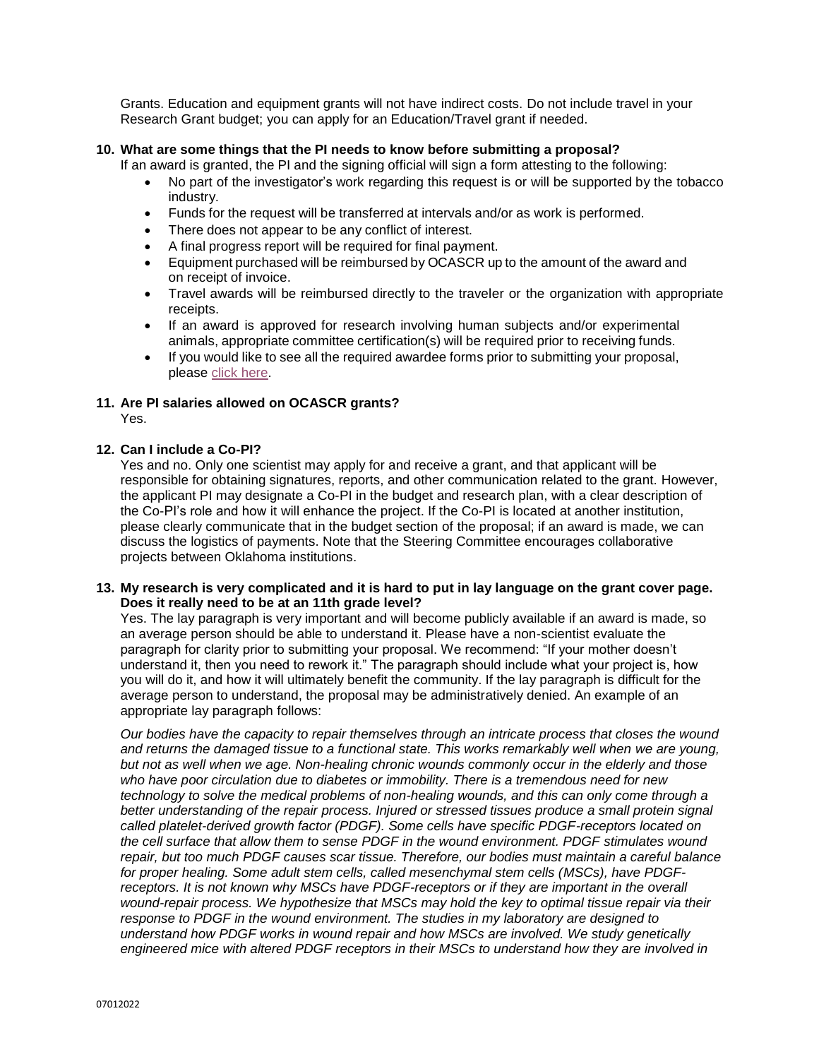Grants. Education and equipment grants will not have indirect costs. Do not include travel in your Research Grant budget; you can apply for an Education/Travel grant if needed.

**10. What are some things that the PI needs to know before submitting a proposal?**

If an award is granted, the PI and the signing official will sign a form attesting to the following:

- No part of the investigator's work regarding this request is or will be supported by the tobacco industry.
- Funds for the request will be transferred at intervals and/or as work is performed.
- There does not appear to be any conflict of interest.
- A final progress report will be required for final payment.
- Equipment purchased will be reimbursed by OCASCR up to the amount of the award and on receipt of invoice.
- Travel awards will be reimbursed directly to the traveler or the organization with appropriate receipts.
- If an award is approved for research involving human subjects and/or experimental animals, appropriate committee certification(s) will be required prior to receiving funds.
- If you would like to see all the required awardee forms prior to submitting your proposal, please click here.

**11. Are PI salaries allowed on OCASCR grants?**

Yes.

**12. Can I include a Co-PI?**

Yes and no. Only one scientist may apply for and receive a grant, and that applicant will be responsible for obtaining signatures, reports, and other communication related to the grant. However, the applicant PI may designate a Co-PI in the budget and research plan, with a clear description of the Co-PI's role and how it will enhance the project. If the Co-PI is located at another institution, please clearly communicate that in the budget section of the proposal; if an award is made, we can discuss the logistics of payments. Note that the Steering Committee encourages collaborative projects between Oklahoma institutions.

**13. My research is very complicated and it is hard to put in lay language on the grant cover page. Does it really need to be at an 11th grade level?**

Yes. The lay paragraph is very important and will become publicly available if an award is made, so an average person should be able to understand it. Please have a non-scientist evaluate the paragraph for clarity prior to submitting your proposal. We recommend: "If your mother doesn't understand it, then you need to rework it." The paragraph should include what your project is, how you will do it, and how it will ultimately benefit the community. If the lay paragraph is difficult for the average person to understand, the proposal may be administratively denied. An example of an appropriate lay paragraph follows:

*Our bodies have the capacity to repair themselves through an intricate process that closes the wound and returns the damaged tissue to a functional state. This works remarkably well when we are young, but not as well when we age. Non-healing chronic wounds commonly occur in the elderly and those who have poor circulation due to diabetes or immobility. There is a tremendous need for new technology to solve the medical problems of non-healing wounds, and this can only come through a better understanding of the repair process. Injured or stressed tissues produce a small protein signal called platelet-derived growth factor (PDGF). Some cells have specific PDGF-receptors located on the cell surface that allow them to sense PDGF in the wound environment. PDGF stimulates wound repair, but too much PDGF causes scar tissue. Therefore, our bodies must maintain a careful balance for proper healing. Some adult stem cells, called mesenchymal stem cells (MSCs), have PDGF-receptors. It is not known why MSCs have PDGF-receptors or if they are important in the overall wound-repair process. We hypothesize that MSCs may hold the key to optimal tissue repair via their response to PDGF in the wound environment. The studies in my laboratory are designed to understand how PDGF works in wound repair and how MSCs are involved. We study genetically engineered mice with altered PDGF receptors in their MSCs to understand how they are involved in*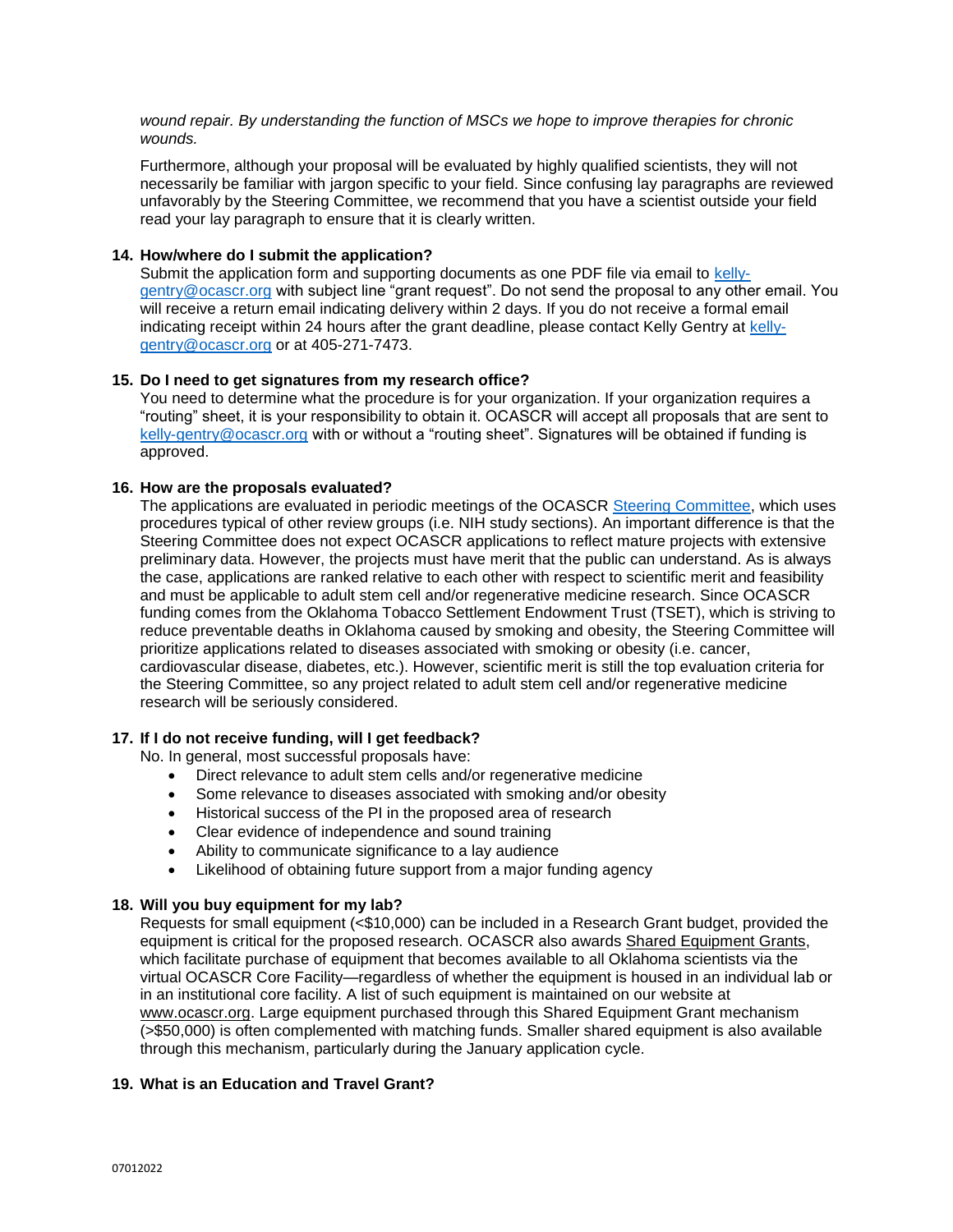*wound repair. By understanding the function of MSCs we hope to improve therapies for chronic wounds.*

Furthermore, although your proposal will be evaluated by highly qualified scientists, they will not necessarily be familiar with jargon specific to your field. Since confusing lay paragraphs are reviewed unfavorably by the Steering Committee, we recommend that you have a scientist outside your field read your lay paragraph to ensure that it is clearly written.

**14. How/where do I submit the application?**

Submit the application form and supporting documents as one PDF file via email to kelly-gentry@ocascr.org with subject line "grant request". Do not send the proposal to any other email. You will receive a return email indicating delivery within 2 days. If you do not receive a formal email indicating receipt within 24 hours after the grant deadline, please contact Kelly Gentry at kelly-gentry@ocascr.org or at 405-271-7473.

**15. Do I need to get signatures from my research office?**

You need to determine what the procedure is for your organization. If your organization requires a "routing" sheet, it is your responsibility to obtain it. OCASCR will accept all proposals that are sent to kelly-gentry@ocascr.org with or without a "routing sheet". Signatures will be obtained if funding is approved.

**16. How are the proposals evaluated?**

The applications are evaluated in periodic meetings of the OCASCR Steering Committee, which uses procedures typical of other review groups (i.e. NIH study sections). An important difference is that the Steering Committee does not expect OCASCR applications to reflect mature projects with extensive preliminary data. However, the projects must have merit that the public can understand. As is always the case, applications are ranked relative to each other with respect to scientific merit and feasibility and must be applicable to adult stem cell and/or regenerative medicine research. Since OCASCR funding comes from the Oklahoma Tobacco Settlement Endowment Trust (TSET), which is striving to reduce preventable deaths in Oklahoma caused by smoking and obesity, the Steering Committee will prioritize applications related to diseases associated with smoking or obesity (i.e. cancer, cardiovascular disease, diabetes, etc.). However, scientific merit is still the top evaluation criteria for the Steering Committee, so any project related to adult stem cell and/or regenerative medicine research will be seriously considered.

**17. If I do not receive funding, will I get feedback?**

No. In general, most successful proposals have:

- Direct relevance to adult stem cells and/or regenerative medicine
- Some relevance to diseases associated with smoking and/or obesity
- Historical success of the PI in the proposed area of research
- Clear evidence of independence and sound training
- Ability to communicate significance to a lay audience
- Likelihood of obtaining future support from a major funding agency

**18. Will you buy equipment for my lab?**

Requests for small equipment (<$10,000) can be included in a Research Grant budget, provided the equipment is critical for the proposed research. OCASCR also awards Shared Equipment Grants, which facilitate purchase of equipment that becomes available to all Oklahoma scientists via the virtual OCASCR Core Facility—regardless of whether the equipment is housed in an individual lab or in an institutional core facility. A list of such equipment is maintained on our website at www.ocascr.org. Large equipment purchased through this Shared Equipment Grant mechanism (>$50,000) is often complemented with matching funds. Smaller shared equipment is also available through this mechanism, particularly during the January application cycle.

**19. What is an Education and Travel Grant?**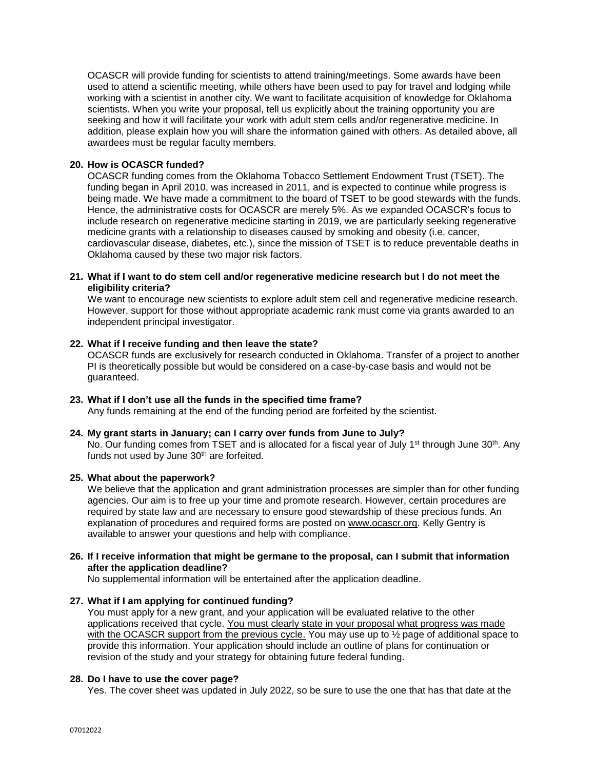OCASCR will provide funding for scientists to attend training/meetings. Some awards have been used to attend a scientific meeting, while others have been used to pay for travel and lodging while working with a scientist in another city. We want to facilitate acquisition of knowledge for Oklahoma scientists. When you write your proposal, tell us explicitly about the training opportunity you are seeking and how it will facilitate your work with adult stem cells and/or regenerative medicine. In addition, please explain how you will share the information gained with others. As detailed above, all awardees must be regular faculty members.

**20. How is OCASCR funded?**

OCASCR funding comes from the Oklahoma Tobacco Settlement Endowment Trust (TSET). The funding began in April 2010, was increased in 2011, and is expected to continue while progress is being made. We have made a commitment to the board of TSET to be good stewards with the funds. Hence, the administrative costs for OCASCR are merely 5%. As we expanded OCASCR's focus to include research on regenerative medicine starting in 2019, we are particularly seeking regenerative medicine grants with a relationship to diseases caused by smoking and obesity (i.e. cancer, cardiovascular disease, diabetes, etc.), since the mission of TSET is to reduce preventable deaths in Oklahoma caused by these two major risk factors.

**21. What if I want to do stem cell and/or regenerative medicine research but I do not meet the eligibility criteria?**

We want to encourage new scientists to explore adult stem cell and regenerative medicine research. However, support for those without appropriate academic rank must come via grants awarded to an independent principal investigator.

**22. What if I receive funding and then leave the state?**

OCASCR funds are exclusively for research conducted in Oklahoma. Transfer of a project to another PI is theoretically possible but would be considered on a case-by-case basis and would not be guaranteed.

**23. What if I don't use all the funds in the specified time frame?**

Any funds remaining at the end of the funding period are forfeited by the scientist.

**24. My grant starts in January; can I carry over funds from June to July?**

No. Our funding comes from TSET and is allocated for a fiscal year of July 1st through June 30th. Any funds not used by June 30th are forfeited.

**25. What about the paperwork?**

We believe that the application and grant administration processes are simpler than for other funding agencies. Our aim is to free up your time and promote research. However, certain procedures are required by state law and are necessary to ensure good stewardship of these precious funds. An explanation of procedures and required forms are posted on www.ocascr.org. Kelly Gentry is available to answer your questions and help with compliance.

**26. If I receive information that might be germane to the proposal, can I submit that information after the application deadline?**

No supplemental information will be entertained after the application deadline.

**27. What if I am applying for continued funding?**

You must apply for a new grant, and your application will be evaluated relative to the other applications received that cycle. You must clearly state in your proposal what progress was made with the OCASCR support from the previous cycle. You may use up to ½ page of additional space to provide this information. Your application should include an outline of plans for continuation or revision of the study and your strategy for obtaining future federal funding.

**28. Do I have to use the cover page?**

Yes. The cover sheet was updated in July 2022, so be sure to use the one that has that date at the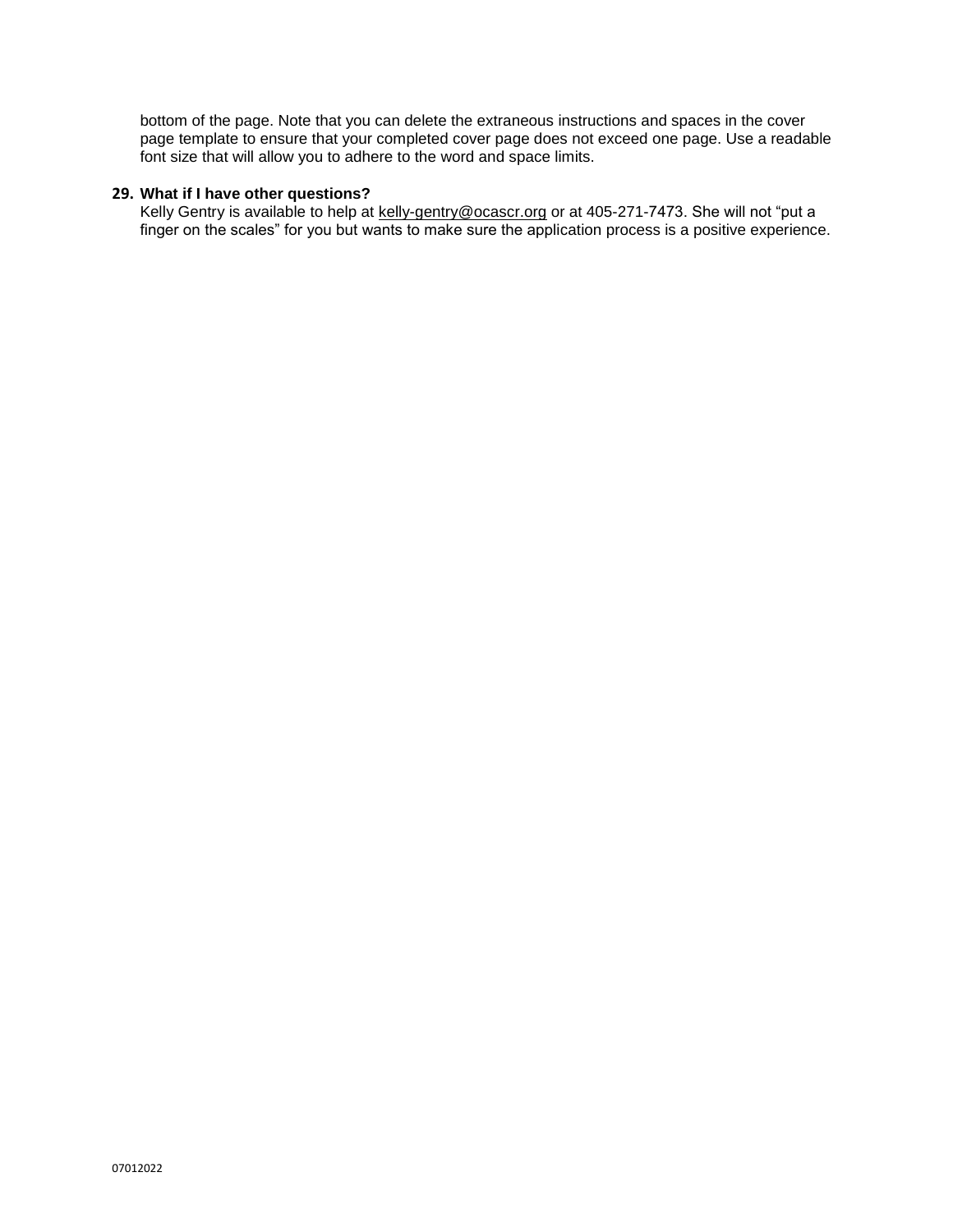bottom of the page. Note that you can delete the extraneous instructions and spaces in the cover page template to ensure that your completed cover page does not exceed one page. Use a readable font size that will allow you to adhere to the word and space limits.

**29. What if I have other questions?**

Kelly Gentry is available to help at kelly-gentry@ocascr.org or at 405-271-7473. She will not "put a finger on the scales" for you but wants to make sure the application process is a positive experience.

07012022